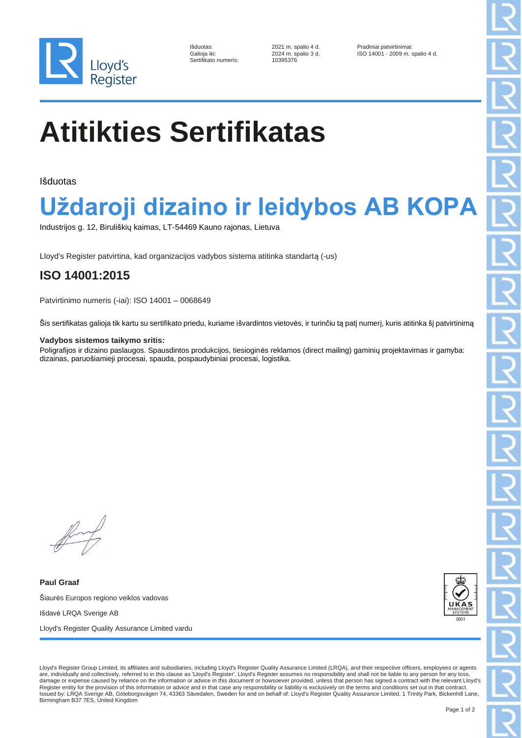Lloyd's Register

| | | |
|---|---|---|
| Išduotas: | 2021 m. spalio 4 d. | Pradiniai patvirtinimai: |
| Galioja iki: | 2024 m. spalio 3 d. | ISO 14001 - 2009 m. spalio 4 d. |
| Sertifikato numeris: | 10395376 | |

# Atitikties Sertifikatas

Išduotas

## Uždaroji dizaino ir leidybos AB KOPA

Industrijos g. 12, Biruliškių kaimas, LT-54469 Kauno rajonas, Lietuva

Lloyd's Register patvirtina, kad organizacijos vadybos sistema atitinka standartą (-us)

### ISO 14001:2015

Patvirtinimo numeris (-iai): ISO 14001 – 0068649

Šis sertifikatas galioja tik kartu su sertifikato priedu, kuriame išvardintos vietovės, ir turinčiu tą patį numerį, kuris atitinka šį patvirtinimą

**Vadybos sistemos taikymo sritis:**
Poligrafijos ir dizaino paslaugos. Spausdintos produkcijos, tiesioginės reklamos (direct mailing) gaminių projektavimas ir gamyba: dizainas, paruošiamieji procesai, spauda, pospaudybiniai procesai, logistika.

**Paul Graaf**

Šiaurės Europos regiono veiklos vadovas

Išdavė LRQA Sverige AB

Lloyd's Register Quality Assurance Limited vardu

UKAS MANAGEMENT SYSTEMS 0001

Lloyd's Register Group Limited, its affiliates and subsidiaries, including Lloyd's Register Quality Assurance Limited (LRQA), and their respective officers, employees or agents are, individually and collectively, referred to in this clause as 'Lloyd's Register'. Lloyd's Register assumes no responsibility and shall not be liable to any person for any loss, damage or expense caused by reliance on the information or advice in this document or howsoever provided, unless that person has signed a contract with the relevant Lloyd's Register entity for the provision of this information or advice and in that case any responsibility or liability is exclusively on the terms and conditions set out in that contract.
Issued by: LRQA Sverige AB, Göteborgsvägen 74, 43363 Sävedalen, Sweden for and on behalf of: Lloyd's Register Quality Assurance Limited, 1 Trinity Park, Bickenhill Lane, Birmingham B37 7ES, United Kingdom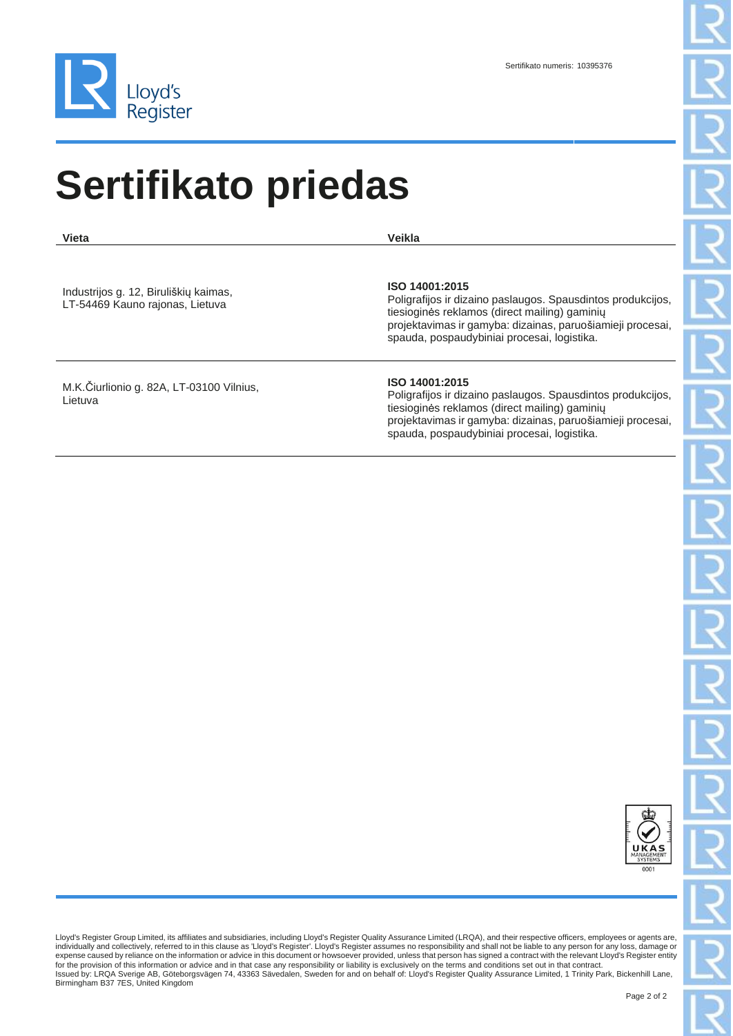Sertifikato numeris: 10395376

# Sertifikato priedas

| Vieta | Veikla |
| --- | --- |
| Industrijos g. 12, Biruliškių kaimas, LT-54469 Kauno rajonas, Lietuva | **ISO 14001:2015** Poligrafijos ir dizaino paslaugos. Spausdintos produkcijos, tiesioginės reklamos (direct mailing) gaminių projektavimas ir gamyba: dizainas, paruošiamieji procesai, spauda, pospaudybiniai procesai, logistika. |
| M.K.Čiurlionio g. 82A, LT-03100 Vilnius, Lietuva | **ISO 14001:2015** Poligrafijos ir dizaino paslaugos. Spausdintos produkcijos, tiesioginės reklamos (direct mailing) gaminių projektavimas ir gamyba: dizainas, paruošiamieji procesai, spauda, pospaudybiniai procesai, logistika. |

UKAS MANAGEMENT SYSTEMS 0001

Lloyd's Register Group Limited, its affiliates and subsidiaries, including Lloyd's Register Quality Assurance Limited (LRQA), and their respective officers, employees or agents are, individually and collectively, referred to in this clause as 'Lloyd's Register'. Lloyd's Register assumes no responsibility and shall not be liable to any person for any loss, damage or expense caused by reliance on the information or advice in this document or howsoever provided, unless that person has signed a contract with the relevant Lloyd's Register entity for the provision of this information or advice and in that case any responsibility or liability is exclusively on the terms and conditions set out in that contract.
Issued by: LRQA Sverige AB, Göteborgsvägen 74, 43363 Sävedalen, Sweden for and on behalf of: Lloyd's Register Quality Assurance Limited, 1 Trinity Park, Bickenhill Lane, Birmingham B37 7ES, United Kingdom